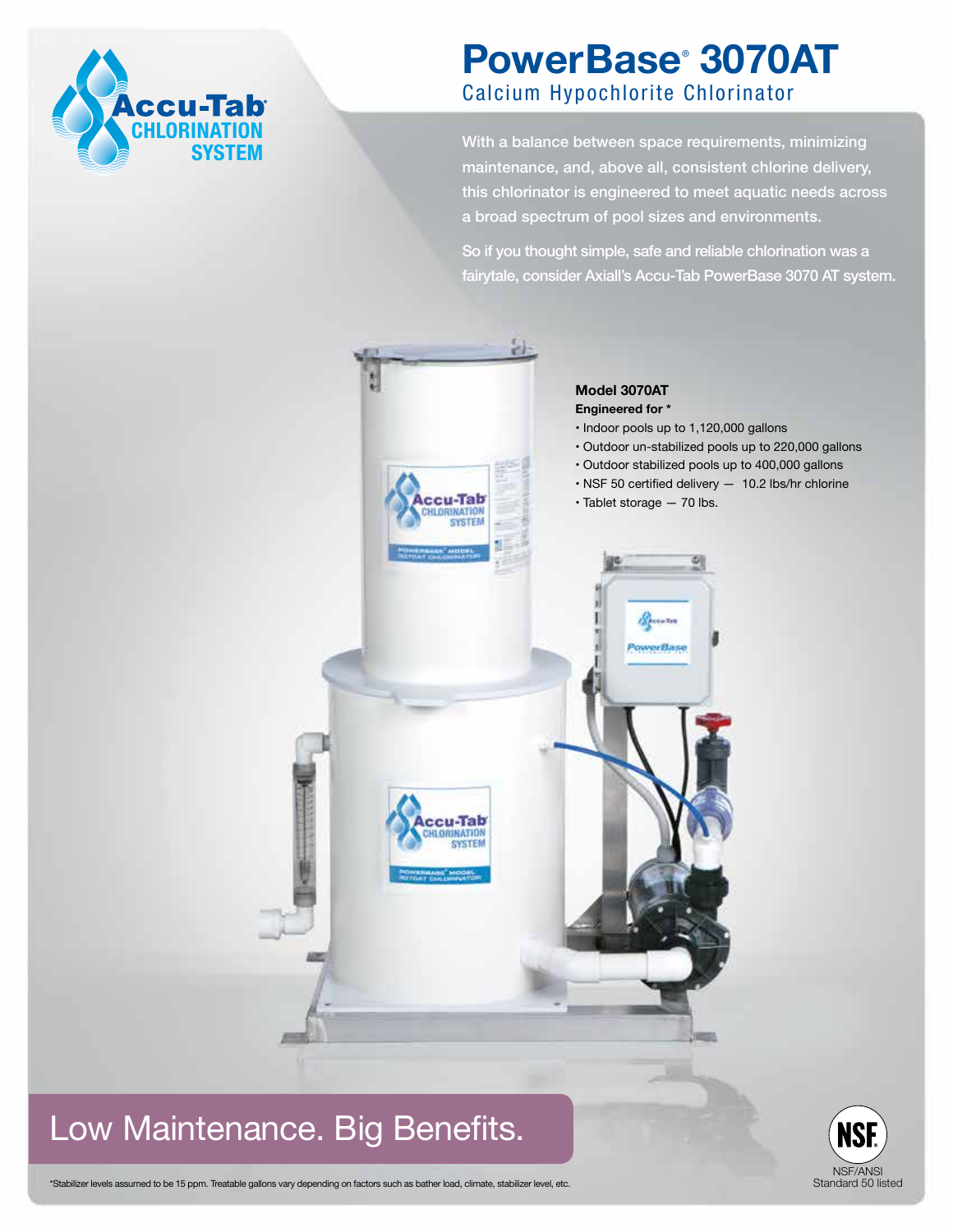Accu-Tab® CHLORINATION SYSTEM

# PowerBase® 3070AT

## Calcium Hypochlorite Chlorinator

With a balance between space requirements, minimizing maintenance, and, above all, consistent chlorine delivery, this chlorinator is engineered to meet aquatic needs across a broad spectrum of pool sizes and environments.

So if you thought simple, safe and reliable chlorination was a fairytale, consider Axiall's Accu-Tab PowerBase 3070 AT system.

**Model 3070AT**

**Engineered for ***

- Indoor pools up to 1,120,000 gallons
- Outdoor un-stabilized pools up to 220,000 gallons
- Outdoor stabilized pools up to 400,000 gallons
- NSF 50 certified delivery — 10.2 lbs/hr chlorine
- Tablet storage — 70 lbs.

## Low Maintenance. Big Benefits.

*Stabilizer levels assumed to be 15 ppm. Treatable gallons vary depending on factors such as bather load, climate, stabilizer level, etc.

NSF/ANSI Standard 50 listed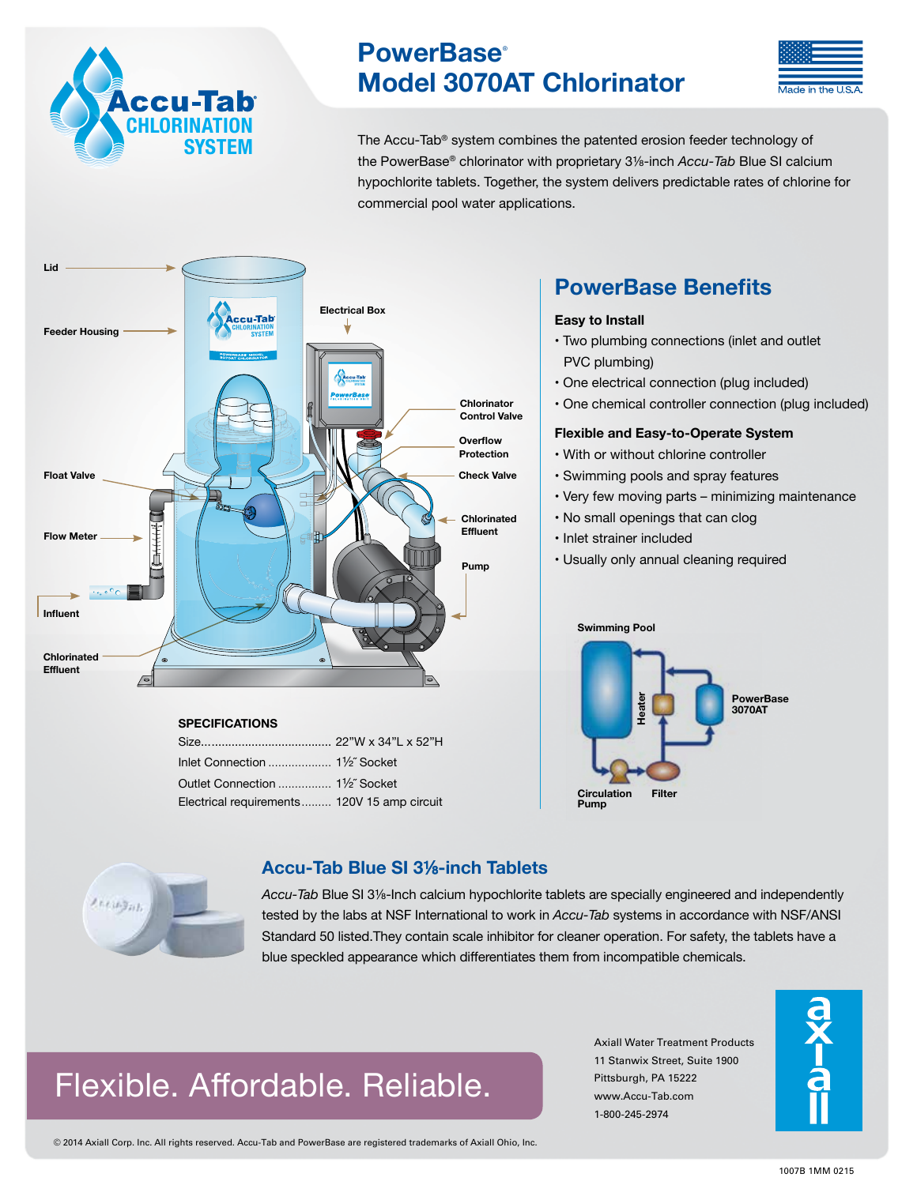# PowerBase® Model 3070AT Chlorinator

Made in the U.S.A.

The Accu-Tab® system combines the patented erosion feeder technology of the PowerBase® chlorinator with proprietary 3⅛-inch *Accu-Tab* Blue SI calcium hypochlorite tablets. Together, the system delivers predictable rates of chlorine for commercial pool water applications.

Lid

Feeder Housing

Electrical Box

Chlorinator Control Valve

Overflow Protection

Check Valve

Float Valve

Flow Meter

Chlorinated Effluent

Pump

Influent

Chlorinated Effluent

## PowerBase Benefits

### Easy to Install

- Two plumbing connections (inlet and outlet PVC plumbing)
- One electrical connection (plug included)
- One chemical controller connection (plug included)

### Flexible and Easy-to-Operate System

- With or without chlorine controller
- Swimming pools and spray features
- Very few moving parts – minimizing maintenance
- No small openings that can clog
- Inlet strainer included
- Usually only annual cleaning required

Swimming Pool

Heater

PowerBase 3070AT

Circulation Pump

Filter

### SPECIFICATIONS

| | |
|---|---|
| Size | 22"W x 34"L x 52"H |
| Inlet Connection | 1½" Socket |
| Outlet Connection | 1½" Socket |
| Electrical requirements | 120V 15 amp circuit |

## Accu-Tab Blue SI 3⅛-inch Tablets

*Accu-Tab* Blue SI 3⅛-Inch calcium hypochlorite tablets are specially engineered and independently tested by the labs at NSF International to work in *Accu-Tab* systems in accordance with NSF/ANSI Standard 50 listed.They contain scale inhibitor for cleaner operation. For safety, the tablets have a blue speckled appearance which differentiates them from incompatible chemicals.

Flexible. Affordable. Reliable.

Axiall Water Treatment Products
11 Stanwix Street, Suite 1900
Pittsburgh, PA 15222
www.Accu-Tab.com
1-800-245-2974

© 2014 Axiall Corp. Inc. All rights reserved. Accu-Tab and PowerBase are registered trademarks of Axiall Ohio, Inc.

1007B 1MM 0215